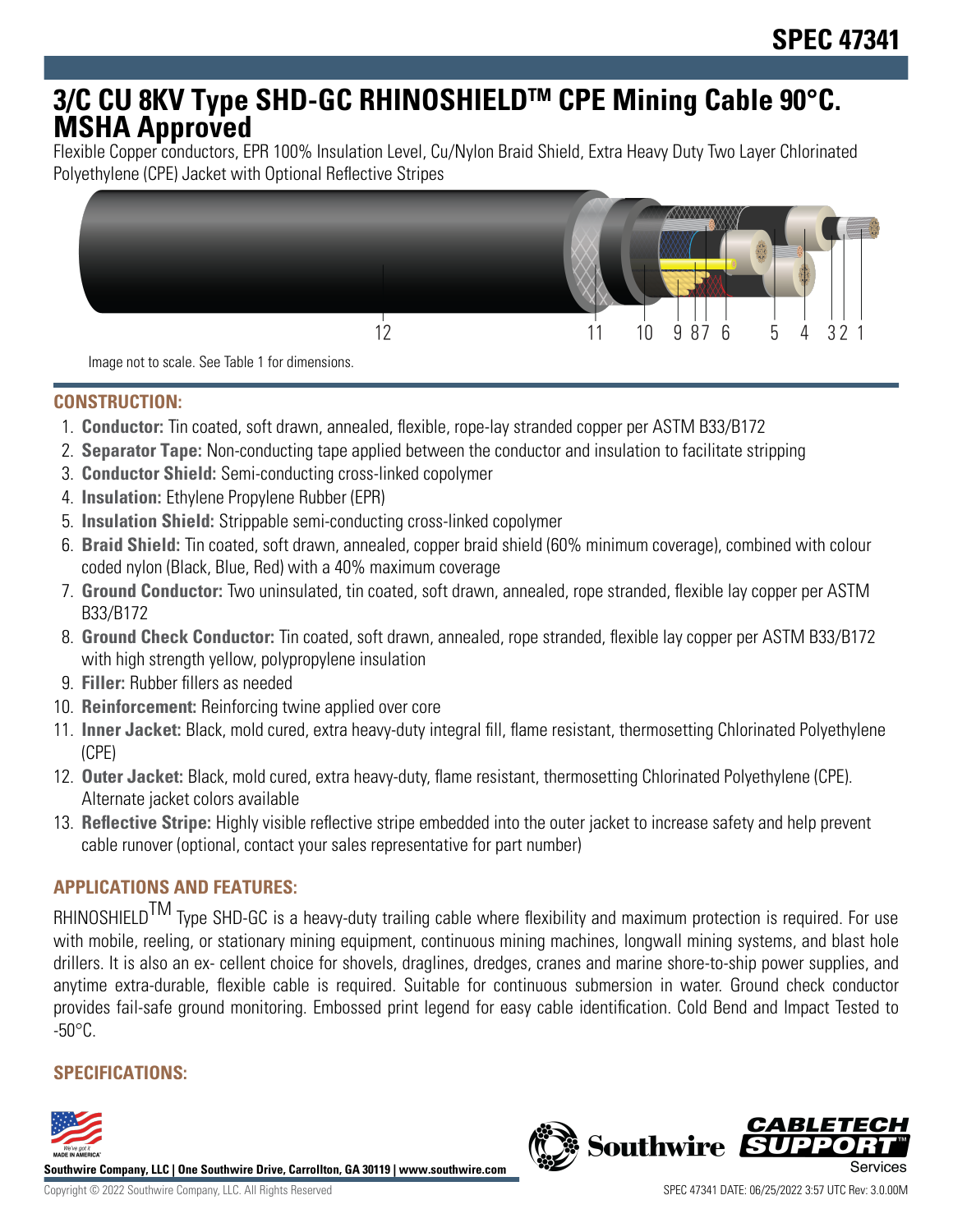SPEC 47341

# 3/C CU 8KV Type SHD-GC RHINOSHIELDTM CPE Mining Cable 90°C. MSHA Approved

Flexible Copper conductors, EPR 100% Insulation Level, Cu/Nylon Braid Shield, Extra Heavy Duty Two Layer Chlorinated Polyethylene (CPE) Jacket with Optional Reflective Stripes

Image not to scale. See Table 1 for dimensions.

## CONSTRUCTION:

1. **Conductor:** Tin coated, soft drawn, annealed, flexible, rope-lay stranded copper per ASTM B33/B172
2. **Separator Tape:** Non-conducting tape applied between the conductor and insulation to facilitate stripping
3. **Conductor Shield:** Semi-conducting cross-linked copolymer
4. **Insulation:** Ethylene Propylene Rubber (EPR)
5. **Insulation Shield:** Strippable semi-conducting cross-linked copolymer
6. **Braid Shield:** Tin coated, soft drawn, annealed, copper braid shield (60% minimum coverage), combined with colour coded nylon (Black, Blue, Red) with a 40% maximum coverage
7. **Ground Conductor:** Two uninsulated, tin coated, soft drawn, annealed, rope stranded, flexible lay copper per ASTM B33/B172
8. **Ground Check Conductor:** Tin coated, soft drawn, annealed, rope stranded, flexible lay copper per ASTM B33/B172 with high strength yellow, polypropylene insulation
9. **Filler:** Rubber fillers as needed
10. **Reinforcement:** Reinforcing twine applied over core
11. **Inner Jacket:** Black, mold cured, extra heavy-duty integral fill, flame resistant, thermosetting Chlorinated Polyethylene (CPE)
12. **Outer Jacket:** Black, mold cured, extra heavy-duty, flame resistant, thermosetting Chlorinated Polyethylene (CPE). Alternate jacket colors available
13. **Reflective Stripe:** Highly visible reflective stripe embedded into the outer jacket to increase safety and help prevent cable runover (optional, contact your sales representative for part number)

## APPLICATIONS AND FEATURES:

RHINOSHIELDTM Type SHD-GC is a heavy-duty trailing cable where flexibility and maximum protection is required. For use with mobile, reeling, or stationary mining equipment, continuous mining machines, longwall mining systems, and blast hole drillers. It is also an ex- cellent choice for shovels, draglines, dredges, cranes and marine shore-to-ship power supplies, and anytime extra-durable, flexible cable is required. Suitable for continuous submersion in water. Ground check conductor provides fail-safe ground monitoring. Embossed print legend for easy cable identification. Cold Bend and Impact Tested to -50°C.

## SPECIFICATIONS: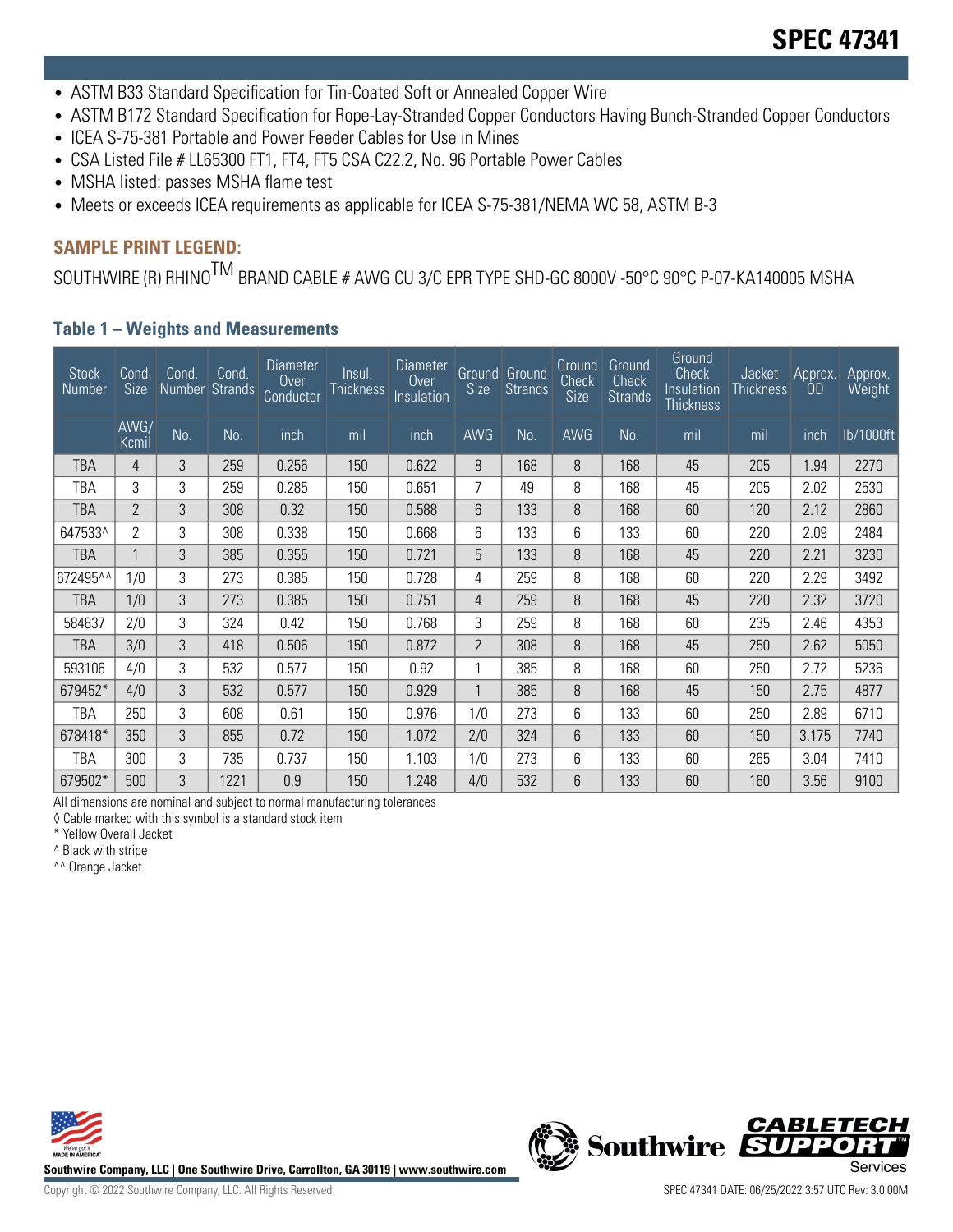- ASTM B33 Standard Specification for Tin-Coated Soft or Annealed Copper Wire
- ASTM B172 Standard Specification for Rope-Lay-Stranded Copper Conductors Having Bunch-Stranded Copper Conductors
- ICEA S-75-381 Portable and Power Feeder Cables for Use in Mines
- CSA Listed File # LL65300 FT1, FT4, FT5 CSA C22.2, No. 96 Portable Power Cables
- MSHA listed: passes MSHA flame test
- Meets or exceeds ICEA requirements as applicable for ICEA S-75-381/NEMA WC 58, ASTM B-3

### SAMPLE PRINT LEGEND:

SOUTHWIRE (R) RHINO$^{TM}$ BRAND CABLE # AWG CU 3/C EPR TYPE SHD-GC 8000V -50°C 90°C P-07-KA140005 MSHA

### Table 1 – Weights and Measurements

| Stock Number | Cond. Size | Cond. Number | Cond. Strands | Diameter Over Conductor | Insul. Thickness | Diameter Over Insulation | Ground Size | Ground Strands | Ground Check Size | Ground Check Strands | Ground Check Insulation Thickness | Jacket Thickness | Approx. OD | Approx. Weight |
|---|---|---|---|---|---|---|---|---|---|---|---|---|---|---|
| | AWG/ Kcmil | No. | No. | inch | mil | inch | AWG | No. | AWG | No. | mil | mil | inch | lb/1000ft |
| TBA | 4 | 3 | 259 | 0.256 | 150 | 0.622 | 8 | 168 | 8 | 168 | 45 | 205 | 1.94 | 2270 |
| TBA | 3 | 3 | 259 | 0.285 | 150 | 0.651 | 7 | 49 | 8 | 168 | 45 | 205 | 2.02 | 2530 |
| TBA | 2 | 3 | 308 | 0.32 | 150 | 0.588 | 6 | 133 | 8 | 168 | 60 | 120 | 2.12 | 2860 |
| 647533^ | 2 | 3 | 308 | 0.338 | 150 | 0.668 | 6 | 133 | 6 | 133 | 60 | 220 | 2.09 | 2484 |
| TBA | 1 | 3 | 385 | 0.355 | 150 | 0.721 | 5 | 133 | 8 | 168 | 45 | 220 | 2.21 | 3230 |
| 672495^^ | 1/0 | 3 | 273 | 0.385 | 150 | 0.728 | 4 | 259 | 8 | 168 | 60 | 220 | 2.29 | 3492 |
| TBA | 1/0 | 3 | 273 | 0.385 | 150 | 0.751 | 4 | 259 | 8 | 168 | 45 | 220 | 2.32 | 3720 |
| 584837 | 2/0 | 3 | 324 | 0.42 | 150 | 0.768 | 3 | 259 | 8 | 168 | 60 | 235 | 2.46 | 4353 |
| TBA | 3/0 | 3 | 418 | 0.506 | 150 | 0.872 | 2 | 308 | 8 | 168 | 45 | 250 | 2.62 | 5050 |
| 593106 | 4/0 | 3 | 532 | 0.577 | 150 | 0.92 | 1 | 385 | 8 | 168 | 60 | 250 | 2.72 | 5236 |
| 679452* | 4/0 | 3 | 532 | 0.577 | 150 | 0.929 | 1 | 385 | 8 | 168 | 45 | 150 | 2.75 | 4877 |
| TBA | 250 | 3 | 608 | 0.61 | 150 | 0.976 | 1/0 | 273 | 6 | 133 | 60 | 250 | 2.89 | 6710 |
| 678418* | 350 | 3 | 855 | 0.72 | 150 | 1.072 | 2/0 | 324 | 6 | 133 | 60 | 150 | 3.175 | 7740 |
| TBA | 300 | 3 | 735 | 0.737 | 150 | 1.103 | 1/0 | 273 | 6 | 133 | 60 | 265 | 3.04 | 7410 |
| 679502* | 500 | 3 | 1221 | 0.9 | 150 | 1.248 | 4/0 | 532 | 6 | 133 | 60 | 160 | 3.56 | 9100 |

All dimensions are nominal and subject to normal manufacturing tolerances

◊ Cable marked with this symbol is a standard stock item

* Yellow Overall Jacket

^ Black with stripe

^^ Orange Jacket

Southwire Company, LLC | One Southwire Drive, Carrollton, GA 30119 | www.southwire.com

Copyright © 2022 Southwire Company, LLC. All Rights Reserved

SPEC 47341 DATE: 06/25/2022 3:57 UTC Rev: 3.0.00M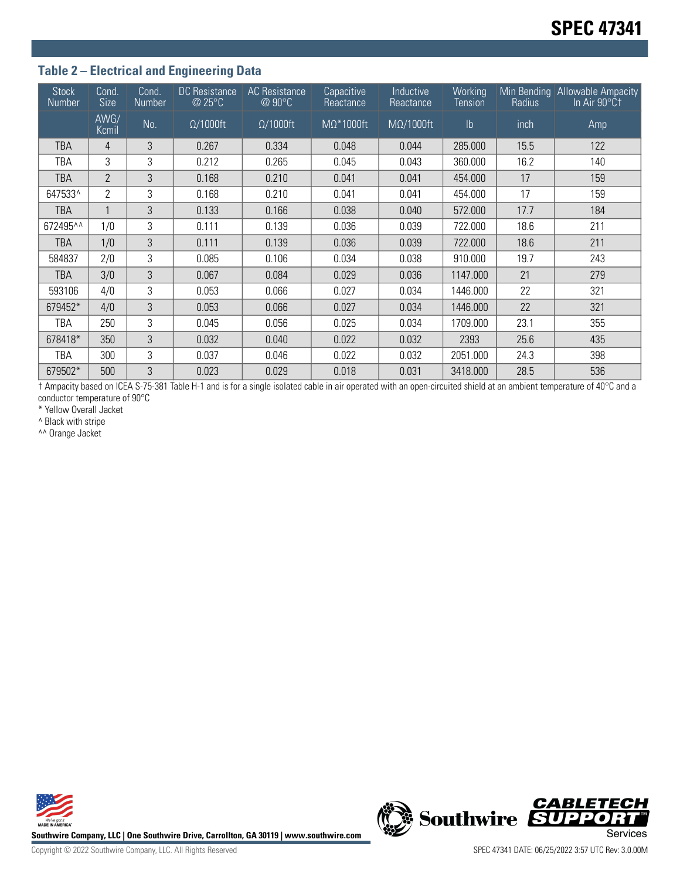### Table 2 – Electrical and Engineering Data

| Stock Number | Cond. Size | Cond. Number | DC Resistance @ 25°C | AC Resistance @ 90°C | Capacitive Reactance | Inductive Reactance | Working Tension | Min Bending Radius | Allowable Ampacity In Air 90°C† |
|---|---|---|---|---|---|---|---|---|---|
| | AWG/ Kcmil | No. | Ω/1000ft | Ω/1000ft | MΩ*1000ft | MΩ/1000ft | lb | inch | Amp |
| TBA | 4 | 3 | 0.267 | 0.334 | 0.048 | 0.044 | 285.000 | 15.5 | 122 |
| TBA | 3 | 3 | 0.212 | 0.265 | 0.045 | 0.043 | 360.000 | 16.2 | 140 |
| TBA | 2 | 3 | 0.168 | 0.210 | 0.041 | 0.041 | 454.000 | 17 | 159 |
| 647533^ | 2 | 3 | 0.168 | 0.210 | 0.041 | 0.041 | 454.000 | 17 | 159 |
| TBA | 1 | 3 | 0.133 | 0.166 | 0.038 | 0.040 | 572.000 | 17.7 | 184 |
| 672495^^ | 1/0 | 3 | 0.111 | 0.139 | 0.036 | 0.039 | 722.000 | 18.6 | 211 |
| TBA | 1/0 | 3 | 0.111 | 0.139 | 0.036 | 0.039 | 722.000 | 18.6 | 211 |
| 584837 | 2/0 | 3 | 0.085 | 0.106 | 0.034 | 0.038 | 910.000 | 19.7 | 243 |
| TBA | 3/0 | 3 | 0.067 | 0.084 | 0.029 | 0.036 | 1147.000 | 21 | 279 |
| 593106 | 4/0 | 3 | 0.053 | 0.066 | 0.027 | 0.034 | 1446.000 | 22 | 321 |
| 679452* | 4/0 | 3 | 0.053 | 0.066 | 0.027 | 0.034 | 1446.000 | 22 | 321 |
| TBA | 250 | 3 | 0.045 | 0.056 | 0.025 | 0.034 | 1709.000 | 23.1 | 355 |
| 678418* | 350 | 3 | 0.032 | 0.040 | 0.022 | 0.032 | 2393 | 25.6 | 435 |
| TBA | 300 | 3 | 0.037 | 0.046 | 0.022 | 0.032 | 2051.000 | 24.3 | 398 |
| 679502* | 500 | 3 | 0.023 | 0.029 | 0.018 | 0.031 | 3418.000 | 28.5 | 536 |

† Ampacity based on ICEA S-75-381 Table H-1 and is for a single isolated cable in air operated with an open-circuited shield at an ambient temperature of 40°C and a conductor temperature of 90°C

* Yellow Overall Jacket

^ Black with stripe

^^ Orange Jacket

Southwire Company, LLC | One Southwire Drive, Carrollton, GA 30119 | www.southwire.com

Copyright © 2022 Southwire Company, LLC. All Rights Reserved

SPEC 47341 DATE: 06/25/2022 3:57 UTC Rev: 3.0.00M